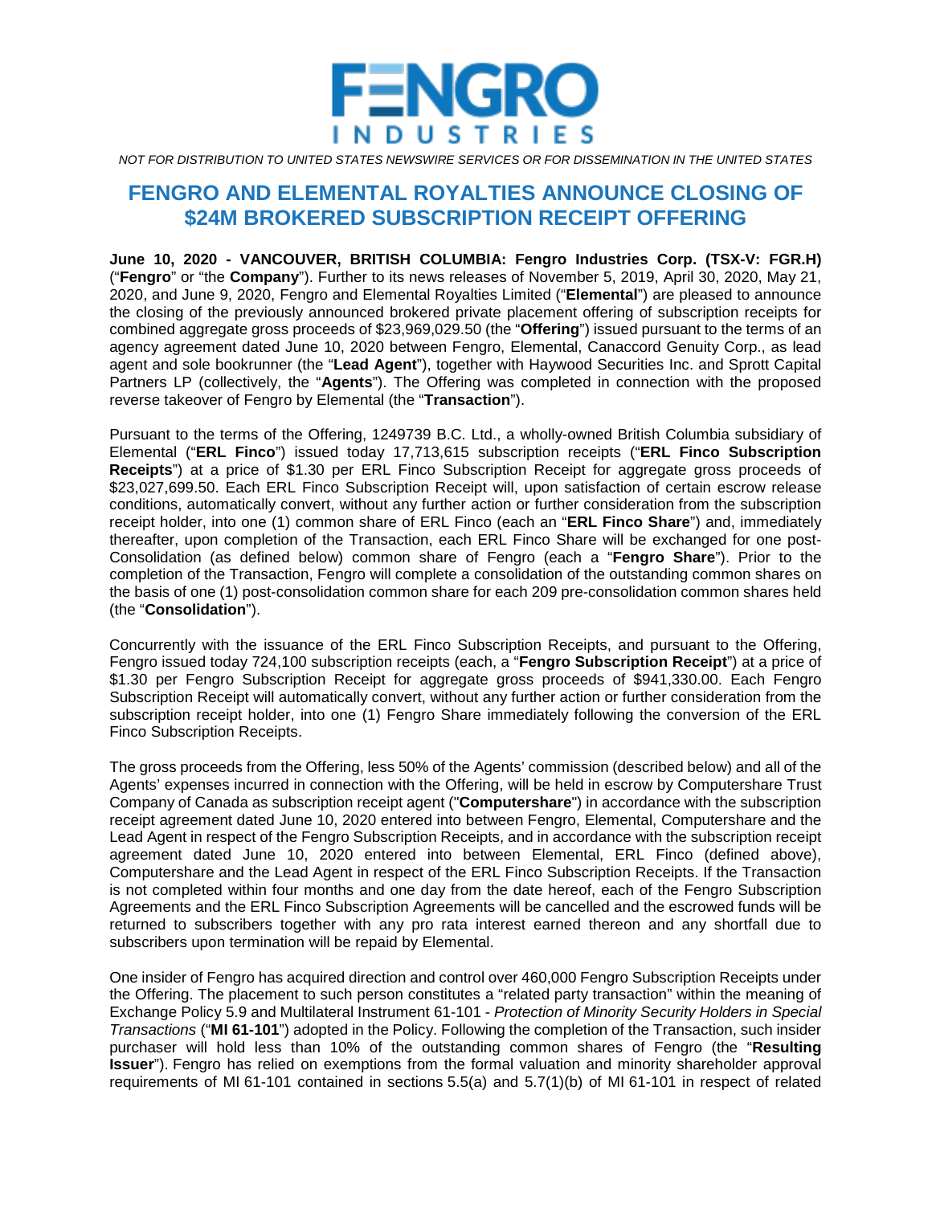*NOT FOR DISTRIBUTION TO UNITED STATES NEWSWIRE SERVICES OR FOR DISSEMINATION IN THE UNITED STATES*

# FENGRO AND ELEMENTAL ROYALTIES ANNOUNCE CLOSING OF $24M BROKERED SUBSCRIPTION RECEIPT OFFERING

**June 10, 2020 - VANCOUVER, BRITISH COLUMBIA: Fengro Industries Corp. (TSX-V: FGR.H)** ("**Fengro**" or "the **Company**"). Further to its news releases of November 5, 2019, April 30, 2020, May 21, 2020, and June 9, 2020, Fengro and Elemental Royalties Limited ("**Elemental**") are pleased to announce the closing of the previously announced brokered private placement offering of subscription receipts for combined aggregate gross proceeds of $23,969,029.50 (the "**Offering**") issued pursuant to the terms of an agency agreement dated June 10, 2020 between Fengro, Elemental, Canaccord Genuity Corp., as lead agent and sole bookrunner (the "**Lead Agent**"), together with Haywood Securities Inc. and Sprott Capital Partners LP (collectively, the "**Agents**"). The Offering was completed in connection with the proposed reverse takeover of Fengro by Elemental (the "**Transaction**").

Pursuant to the terms of the Offering, 1249739 B.C. Ltd., a wholly-owned British Columbia subsidiary of Elemental ("**ERL Finco**") issued today 17,713,615 subscription receipts ("**ERL Finco Subscription Receipts**") at a price of $1.30 per ERL Finco Subscription Receipt for aggregate gross proceeds of $23,027,699.50. Each ERL Finco Subscription Receipt will, upon satisfaction of certain escrow release conditions, automatically convert, without any further action or further consideration from the subscription receipt holder, into one (1) common share of ERL Finco (each an "**ERL Finco Share**") and, immediately thereafter, upon completion of the Transaction, each ERL Finco Share will be exchanged for one post-Consolidation (as defined below) common share of Fengro (each a "**Fengro Share**"). Prior to the completion of the Transaction, Fengro will complete a consolidation of the outstanding common shares on the basis of one (1) post-consolidation common share for each 209 pre-consolidation common shares held (the "**Consolidation**").

Concurrently with the issuance of the ERL Finco Subscription Receipts, and pursuant to the Offering, Fengro issued today 724,100 subscription receipts (each, a "**Fengro Subscription Receipt**") at a price of $1.30 per Fengro Subscription Receipt for aggregate gross proceeds of $941,330.00. Each Fengro Subscription Receipt will automatically convert, without any further action or further consideration from the subscription receipt holder, into one (1) Fengro Share immediately following the conversion of the ERL Finco Subscription Receipts.

The gross proceeds from the Offering, less 50% of the Agents' commission (described below) and all of the Agents' expenses incurred in connection with the Offering, will be held in escrow by Computershare Trust Company of Canada as subscription receipt agent ("**Computershare**") in accordance with the subscription receipt agreement dated June 10, 2020 entered into between Fengro, Elemental, Computershare and the Lead Agent in respect of the Fengro Subscription Receipts, and in accordance with the subscription receipt agreement dated June 10, 2020 entered into between Elemental, ERL Finco (defined above), Computershare and the Lead Agent in respect of the ERL Finco Subscription Receipts. If the Transaction is not completed within four months and one day from the date hereof, each of the Fengro Subscription Agreements and the ERL Finco Subscription Agreements will be cancelled and the escrowed funds will be returned to subscribers together with any pro rata interest earned thereon and any shortfall due to subscribers upon termination will be repaid by Elemental.

One insider of Fengro has acquired direction and control over 460,000 Fengro Subscription Receipts under the Offering. The placement to such person constitutes a "related party transaction" within the meaning of Exchange Policy 5.9 and Multilateral Instrument 61-101 - *Protection of Minority Security Holders in Special Transactions* ("**MI 61-101**") adopted in the Policy. Following the completion of the Transaction, such insider purchaser will hold less than 10% of the outstanding common shares of Fengro (the "**Resulting Issuer**"). Fengro has relied on exemptions from the formal valuation and minority shareholder approval requirements of MI 61-101 contained in sections 5.5(a) and 5.7(1)(b) of MI 61-101 in respect of related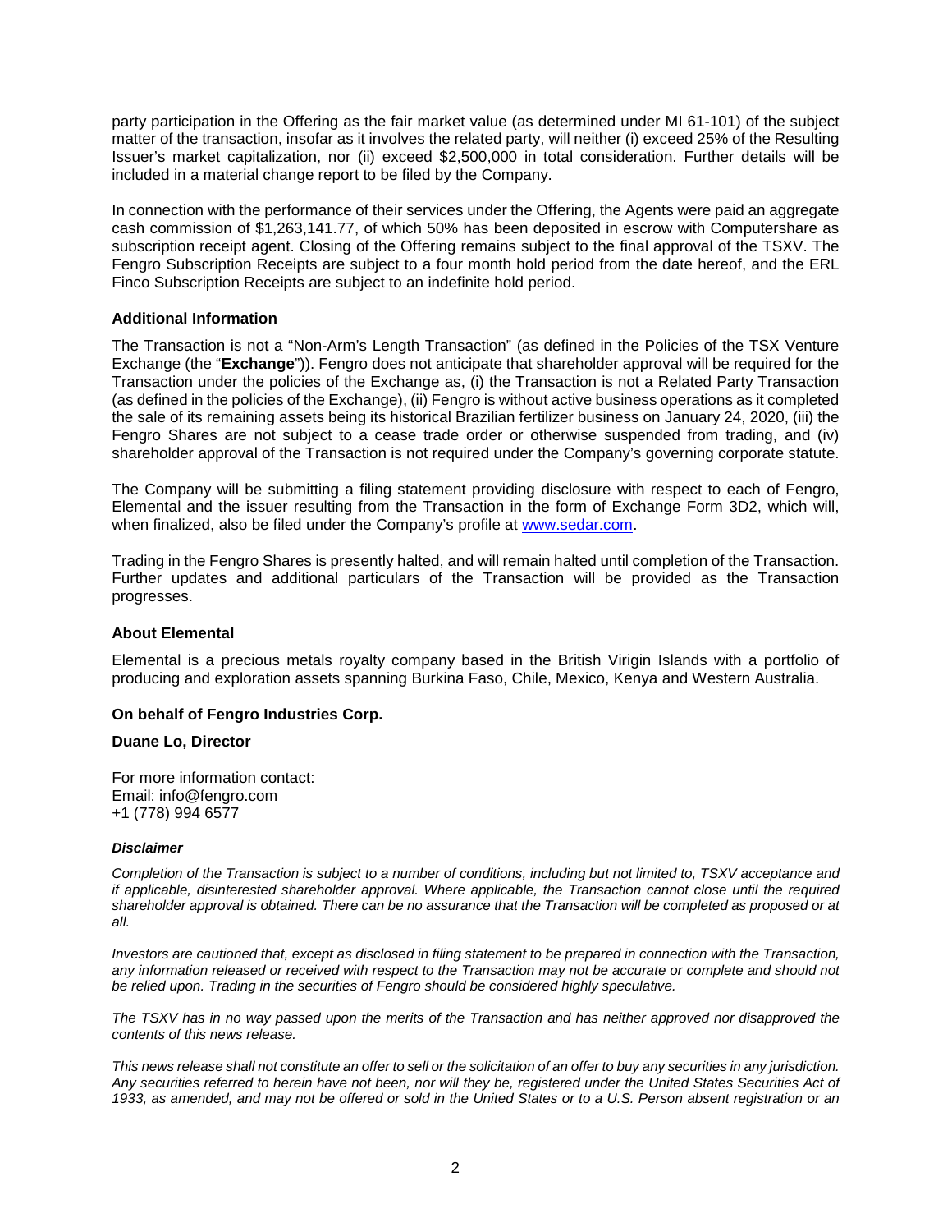party participation in the Offering as the fair market value (as determined under MI 61-101) of the subject matter of the transaction, insofar as it involves the related party, will neither (i) exceed 25% of the Resulting Issuer's market capitalization, nor (ii) exceed $2,500,000 in total consideration. Further details will be included in a material change report to be filed by the Company.

In connection with the performance of their services under the Offering, the Agents were paid an aggregate cash commission of $1,263,141.77, of which 50% has been deposited in escrow with Computershare as subscription receipt agent. Closing of the Offering remains subject to the final approval of the TSXV. The Fengro Subscription Receipts are subject to a four month hold period from the date hereof, and the ERL Finco Subscription Receipts are subject to an indefinite hold period.

**Additional Information**

The Transaction is not a "Non-Arm's Length Transaction" (as defined in the Policies of the TSX Venture Exchange (the "**Exchange**")). Fengro does not anticipate that shareholder approval will be required for the Transaction under the policies of the Exchange as, (i) the Transaction is not a Related Party Transaction (as defined in the policies of the Exchange), (ii) Fengro is without active business operations as it completed the sale of its remaining assets being its historical Brazilian fertilizer business on January 24, 2020, (iii) the Fengro Shares are not subject to a cease trade order or otherwise suspended from trading, and (iv) shareholder approval of the Transaction is not required under the Company's governing corporate statute.

The Company will be submitting a filing statement providing disclosure with respect to each of Fengro, Elemental and the issuer resulting from the Transaction in the form of Exchange Form 3D2, which will, when finalized, also be filed under the Company's profile at [www.sedar.com](http://www.sedar.com).

Trading in the Fengro Shares is presently halted, and will remain halted until completion of the Transaction. Further updates and additional particulars of the Transaction will be provided as the Transaction progresses.

**About Elemental**

Elemental is a precious metals royalty company based in the British Virigin Islands with a portfolio of producing and exploration assets spanning Burkina Faso, Chile, Mexico, Kenya and Western Australia.

**On behalf of Fengro Industries Corp.**

**Duane Lo, Director**

For more information contact:
Email: info@fengro.com
+1 (778) 994 6577

***Disclaimer***

*Completion of the Transaction is subject to a number of conditions, including but not limited to, TSXV acceptance and if applicable, disinterested shareholder approval. Where applicable, the Transaction cannot close until the required shareholder approval is obtained. There can be no assurance that the Transaction will be completed as proposed or at all.*

*Investors are cautioned that, except as disclosed in filing statement to be prepared in connection with the Transaction, any information released or received with respect to the Transaction may not be accurate or complete and should not be relied upon. Trading in the securities of Fengro should be considered highly speculative.*

*The TSXV has in no way passed upon the merits of the Transaction and has neither approved nor disapproved the contents of this news release.*

*This news release shall not constitute an offer to sell or the solicitation of an offer to buy any securities in any jurisdiction. Any securities referred to herein have not been, nor will they be, registered under the United States Securities Act of 1933, as amended, and may not be offered or sold in the United States or to a U.S. Person absent registration or an*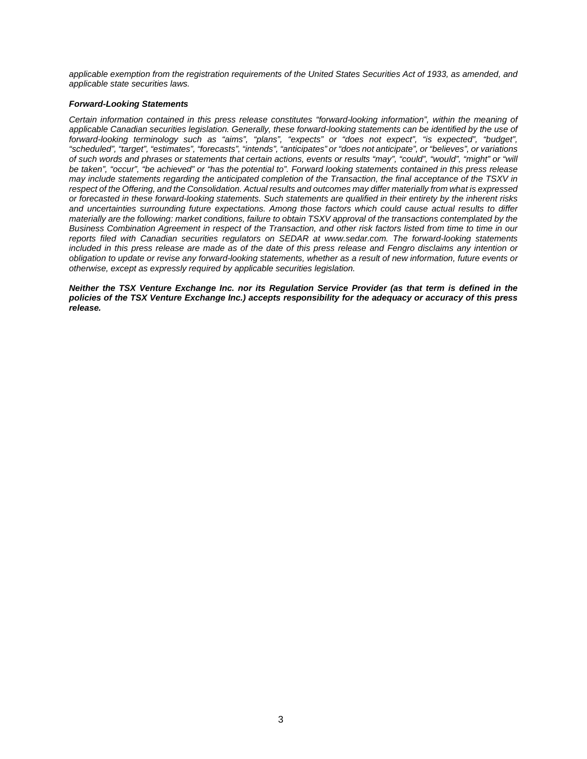*applicable exemption from the registration requirements of the United States Securities Act of 1933, as amended, and applicable state securities laws.*

***Forward-Looking Statements***

*Certain information contained in this press release constitutes "forward-looking information", within the meaning of applicable Canadian securities legislation. Generally, these forward-looking statements can be identified by the use of forward-looking terminology such as "aims", "plans", "expects" or "does not expect", "is expected", "budget", "scheduled", "target", "estimates", "forecasts", "intends", "anticipates" or "does not anticipate", or "believes", or variations of such words and phrases or statements that certain actions, events or results "may", "could", "would", "might" or "will be taken", "occur", "be achieved" or "has the potential to". Forward looking statements contained in this press release may include statements regarding the anticipated completion of the Transaction, the final acceptance of the TSXV in respect of the Offering, and the Consolidation. Actual results and outcomes may differ materially from what is expressed or forecasted in these forward-looking statements. Such statements are qualified in their entirety by the inherent risks and uncertainties surrounding future expectations. Among those factors which could cause actual results to differ materially are the following: market conditions, failure to obtain TSXV approval of the transactions contemplated by the Business Combination Agreement in respect of the Transaction, and other risk factors listed from time to time in our reports filed with Canadian securities regulators on SEDAR at www.sedar.com. The forward-looking statements included in this press release are made as of the date of this press release and Fengro disclaims any intention or obligation to update or revise any forward-looking statements, whether as a result of new information, future events or otherwise, except as expressly required by applicable securities legislation.*

***Neither the TSX Venture Exchange Inc. nor its Regulation Service Provider (as that term is defined in the policies of the TSX Venture Exchange Inc.) accepts responsibility for the adequacy or accuracy of this press release.***